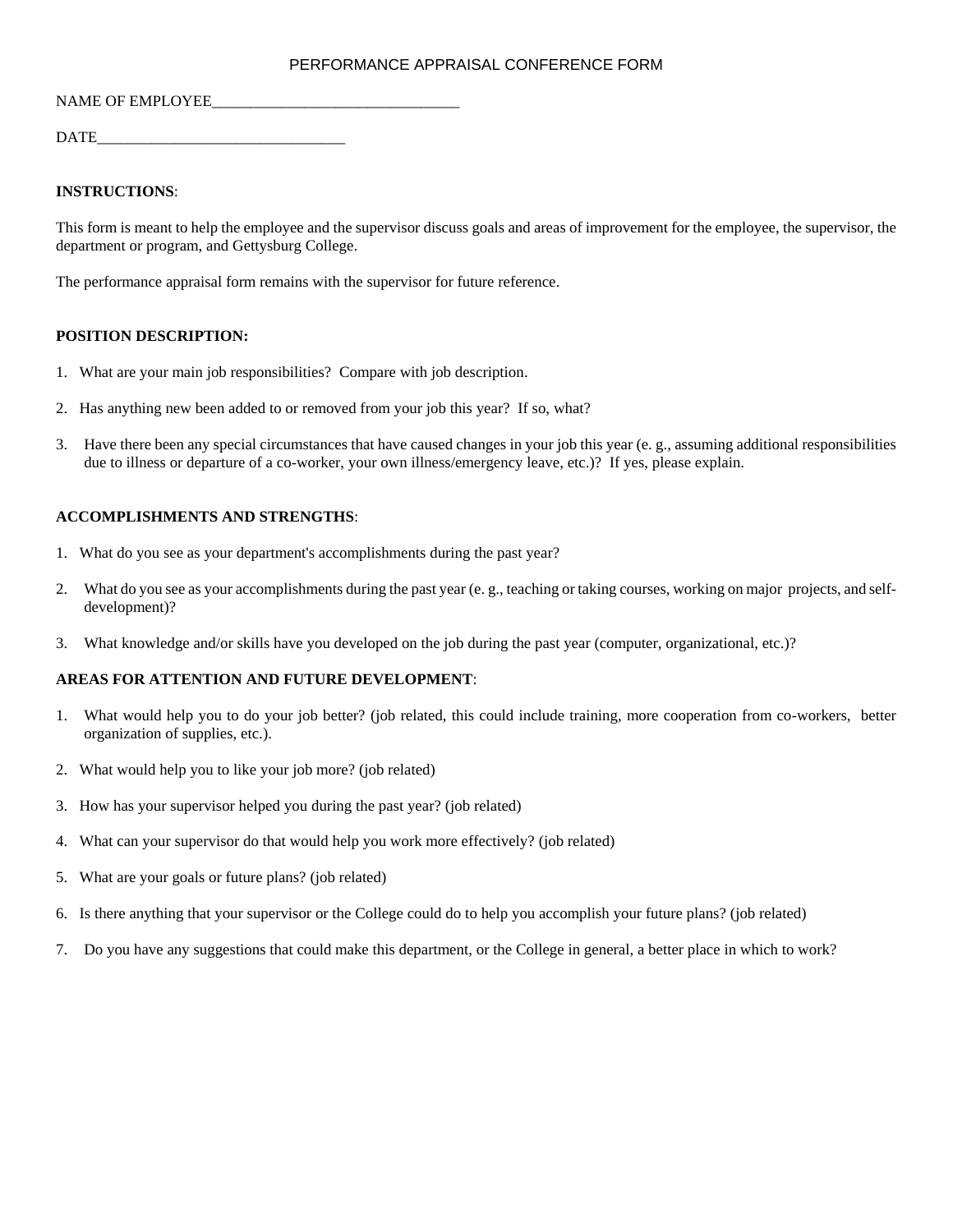# PERFORMANCE APPRAISAL CONFERENCE FORM

NAME OF EMPLOYEE________________________________

DATE________________________________

**INSTRUCTIONS**:

This form is meant to help the employee and the supervisor discuss goals and areas of improvement for the employee, the supervisor, the department or program, and Gettysburg College.

The performance appraisal form remains with the supervisor for future reference.

**POSITION DESCRIPTION:**

1. What are your main job responsibilities? Compare with job description.
2. Has anything new been added to or removed from your job this year? If so, what?
3. Have there been any special circumstances that have caused changes in your job this year (e. g., assuming additional responsibilities due to illness or departure of a co-worker, your own illness/emergency leave, etc.)? If yes, please explain.

**ACCOMPLISHMENTS AND STRENGTHS**:

1. What do you see as your department's accomplishments during the past year?
2. What do you see as your accomplishments during the past year (e. g., teaching or taking courses, working on major projects, and self-development)?
3. What knowledge and/or skills have you developed on the job during the past year (computer, organizational, etc.)?

**AREAS FOR ATTENTION AND FUTURE DEVELOPMENT**:

1. What would help you to do your job better? (job related, this could include training, more cooperation from co-workers, better organization of supplies, etc.).
2. What would help you to like your job more? (job related)
3. How has your supervisor helped you during the past year? (job related)
4. What can your supervisor do that would help you work more effectively? (job related)
5. What are your goals or future plans? (job related)
6. Is there anything that your supervisor or the College could do to help you accomplish your future plans? (job related)
7. Do you have any suggestions that could make this department, or the College in general, a better place in which to work?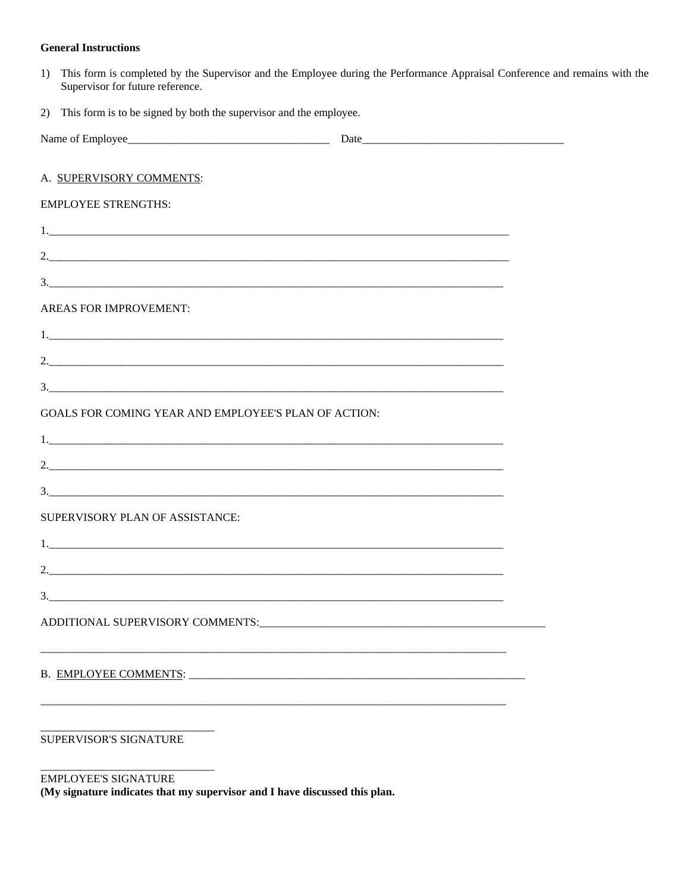**General Instructions**

1) This form is completed by the Supervisor and the Employee during the Performance Appraisal Conference and remains with the Supervisor for future reference.

2) This form is to be signed by both the supervisor and the employee.

Name of Employee_____________________________________ Date_____________________________________

A. <u>SUPERVISORY COMMENTS</u>:

EMPLOYEE STRENGTHS:

1.________________________________________________________________________________________

2.________________________________________________________________________________________

3.________________________________________________________________________________________

AREAS FOR IMPROVEMENT:

1.________________________________________________________________________________________

2.________________________________________________________________________________________

3.________________________________________________________________________________________

GOALS FOR COMING YEAR AND EMPLOYEE'S PLAN OF ACTION:

1.________________________________________________________________________________________

2.________________________________________________________________________________________

3.________________________________________________________________________________________

SUPERVISORY PLAN OF ASSISTANCE:

1.________________________________________________________________________________________

2.________________________________________________________________________________________

3.________________________________________________________________________________________

ADDITIONAL SUPERVISORY COMMENTS:______________________________________________________

__________________________________________________________________________________________

B. <u>EMPLOYEE COMMENTS</u>: ______________________________________________________________

__________________________________________________________________________________________

______________________________
SUPERVISOR'S SIGNATURE

______________________________
EMPLOYEE'S SIGNATURE
**(My signature indicates that my supervisor and I have discussed this plan.**